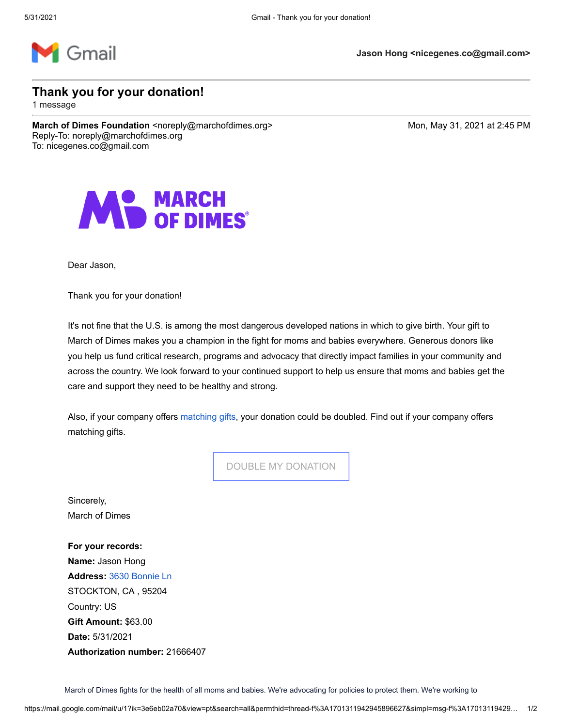Jason Hong <nicegenes.co@gmail.com>

# Thank you for your donation!

1 message

**March of Dimes Foundation** <noreply@marchofdimes.org>
Reply-To: noreply@marchofdimes.org
To: nicegenes.co@gmail.com

Mon, May 31, 2021 at 2:45 PM

MARCH OF DIMES

Dear Jason,

Thank you for your donation!

It's not fine that the U.S. is among the most dangerous developed nations in which to give birth. Your gift to March of Dimes makes you a champion in the fight for moms and babies everywhere. Generous donors like you help us fund critical research, programs and advocacy that directly impact families in your community and across the country. We look forward to your continued support to help us ensure that moms and babies get the care and support they need to be healthy and strong.

Also, if your company offers matching gifts, your donation could be doubled. Find out if your company offers matching gifts.

DOUBLE MY DONATION

Sincerely,
March of Dimes

**For your records:**
**Name:** Jason Hong
**Address:** 3630 Bonnie Ln
STOCKTON, CA , 95204
Country: US
**Gift Amount:** $63.00
**Date:** 5/31/2021
**Authorization number:** 21666407

March of Dimes fights for the health of all moms and babies. We're advocating for policies to protect them. We're working to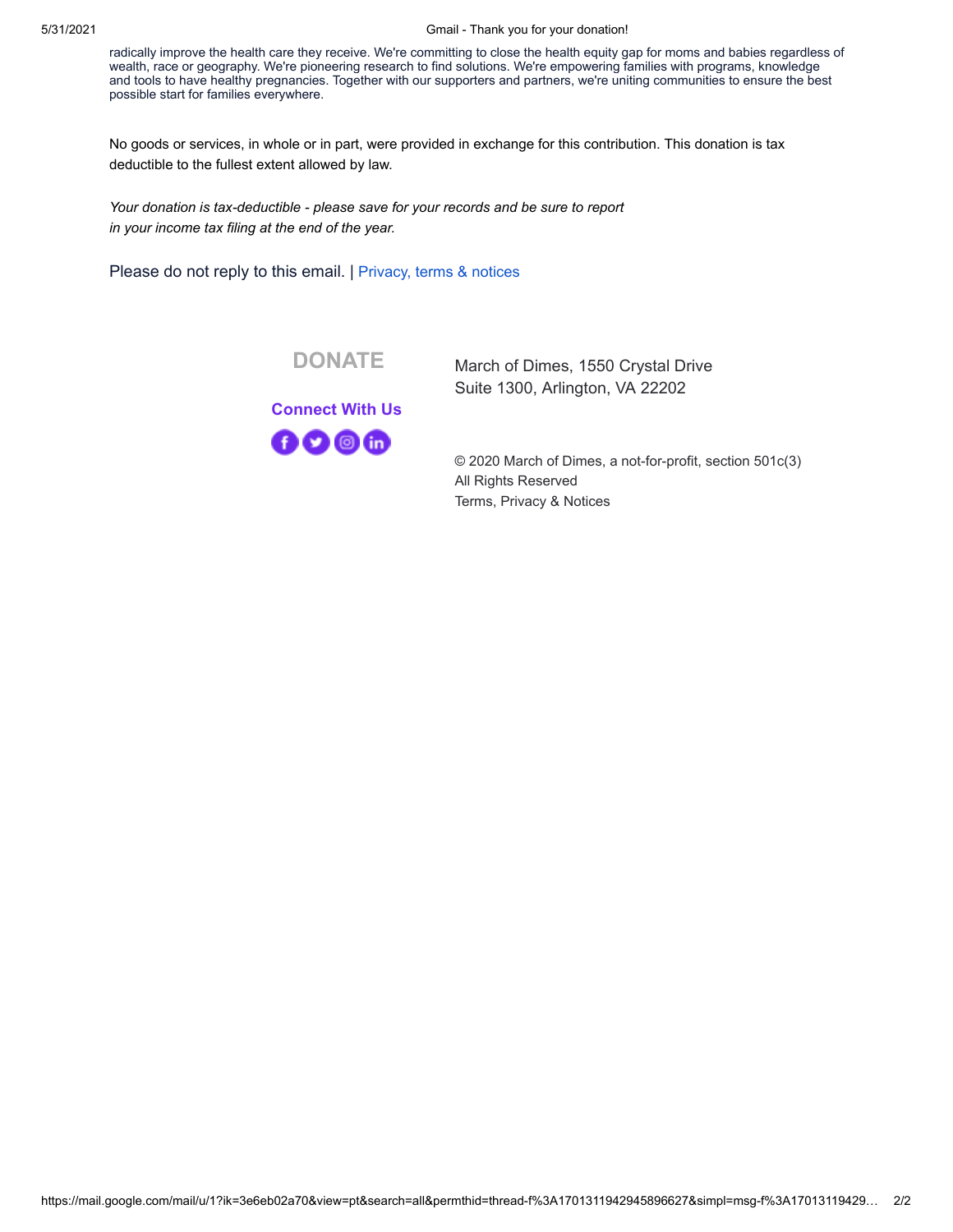radically improve the health care they receive. We're committing to close the health equity gap for moms and babies regardless of wealth, race or geography. We're pioneering research to find solutions. We're empowering families with programs, knowledge and tools to have healthy pregnancies. Together with our supporters and partners, we're uniting communities to ensure the best possible start for families everywhere.

No goods or services, in whole or in part, were provided in exchange for this contribution. This donation is tax deductible to the fullest extent allowed by law.

*Your donation is tax-deductible - please save for your records and be sure to report in your income tax filing at the end of the year.*

Please do not reply to this email. | Privacy, terms & notices

**DONATE**

**Connect With Us**

March of Dimes, 1550 Crystal Drive
Suite 1300, Arlington, VA 22202

© 2020 March of Dimes, a not-for-profit, section 501c(3)
All Rights Reserved
Terms, Privacy & Notices